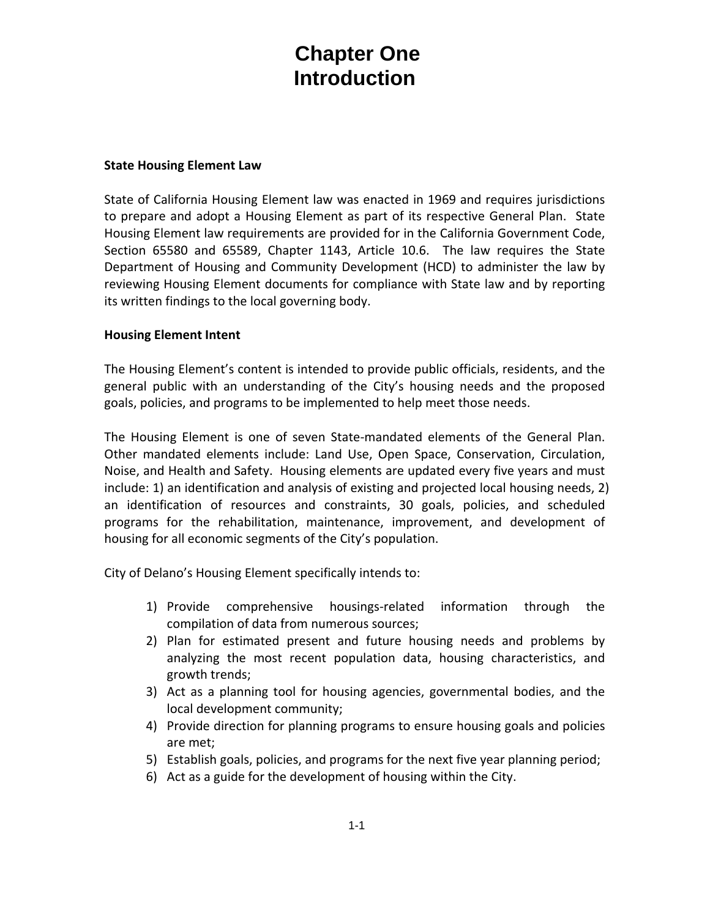# Chapter One
# Introduction

**State Housing Element Law**

State of California Housing Element law was enacted in 1969 and requires jurisdictions to prepare and adopt a Housing Element as part of its respective General Plan. State Housing Element law requirements are provided for in the California Government Code, Section 65580 and 65589, Chapter 1143, Article 10.6. The law requires the State Department of Housing and Community Development (HCD) to administer the law by reviewing Housing Element documents for compliance with State law and by reporting its written findings to the local governing body.

**Housing Element Intent**

The Housing Element's content is intended to provide public officials, residents, and the general public with an understanding of the City's housing needs and the proposed goals, policies, and programs to be implemented to help meet those needs.

The Housing Element is one of seven State-mandated elements of the General Plan. Other mandated elements include: Land Use, Open Space, Conservation, Circulation, Noise, and Health and Safety. Housing elements are updated every five years and must include: 1) an identification and analysis of existing and projected local housing needs, 2) an identification of resources and constraints, 30 goals, policies, and scheduled programs for the rehabilitation, maintenance, improvement, and development of housing for all economic segments of the City's population.

City of Delano's Housing Element specifically intends to:

1) Provide comprehensive housings-related information through the compilation of data from numerous sources;
2) Plan for estimated present and future housing needs and problems by analyzing the most recent population data, housing characteristics, and growth trends;
3) Act as a planning tool for housing agencies, governmental bodies, and the local development community;
4) Provide direction for planning programs to ensure housing goals and policies are met;
5) Establish goals, policies, and programs for the next five year planning period;
6) Act as a guide for the development of housing within the City.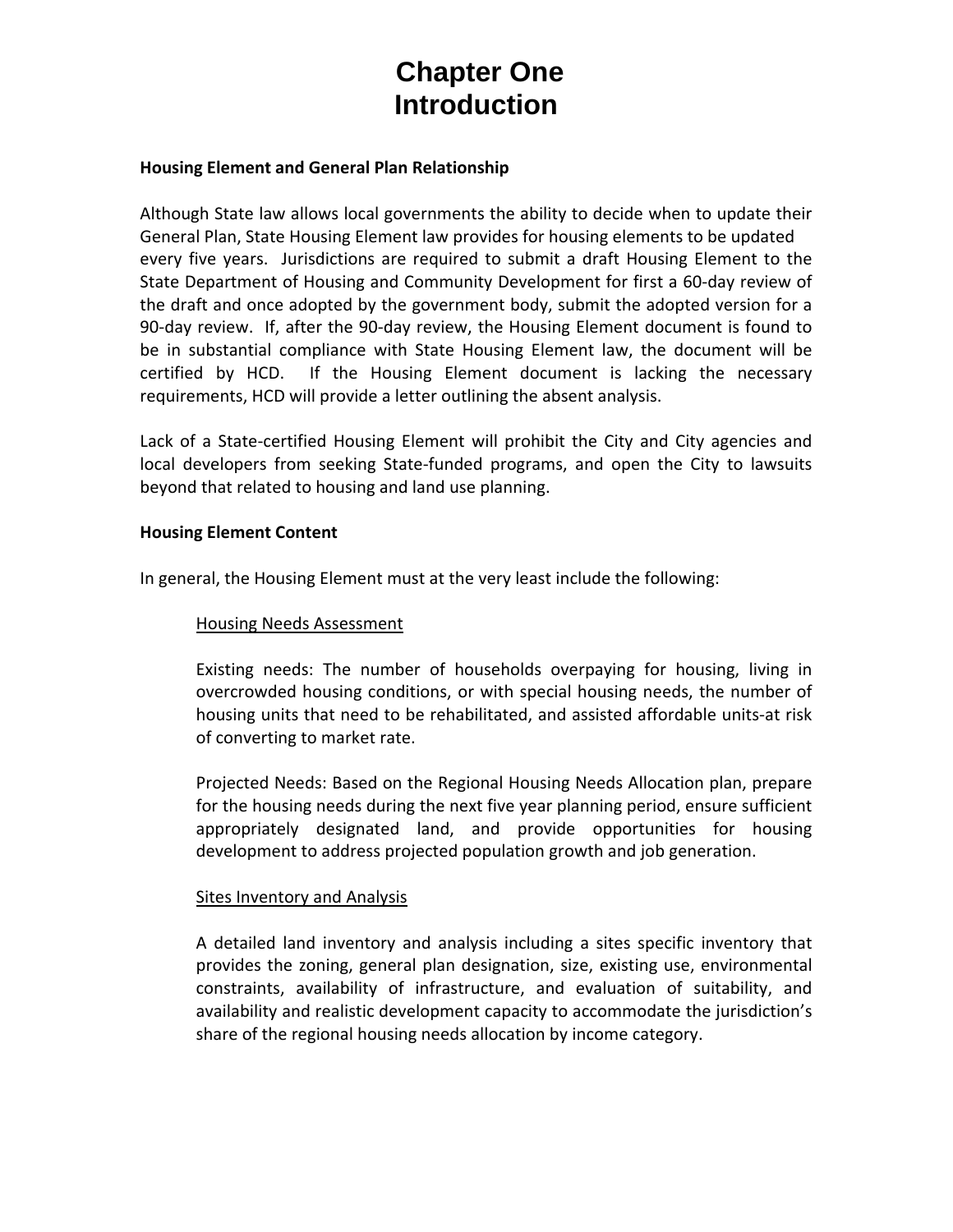# Chapter One
# Introduction

**Housing Element and General Plan Relationship**

Although State law allows local governments the ability to decide when to update their General Plan, State Housing Element law provides for housing elements to be updated every five years. Jurisdictions are required to submit a draft Housing Element to the State Department of Housing and Community Development for first a 60-day review of the draft and once adopted by the government body, submit the adopted version for a 90-day review. If, after the 90-day review, the Housing Element document is found to be in substantial compliance with State Housing Element law, the document will be certified by HCD. If the Housing Element document is lacking the necessary requirements, HCD will provide a letter outlining the absent analysis.

Lack of a State-certified Housing Element will prohibit the City and City agencies and local developers from seeking State-funded programs, and open the City to lawsuits beyond that related to housing and land use planning.

**Housing Element Content**

In general, the Housing Element must at the very least include the following:

<u>Housing Needs Assessment</u>

Existing needs: The number of households overpaying for housing, living in overcrowded housing conditions, or with special housing needs, the number of housing units that need to be rehabilitated, and assisted affordable units-at risk of converting to market rate.

Projected Needs: Based on the Regional Housing Needs Allocation plan, prepare for the housing needs during the next five year planning period, ensure sufficient appropriately designated land, and provide opportunities for housing development to address projected population growth and job generation.

<u>Sites Inventory and Analysis</u>

A detailed land inventory and analysis including a sites specific inventory that provides the zoning, general plan designation, size, existing use, environmental constraints, availability of infrastructure, and evaluation of suitability, and availability and realistic development capacity to accommodate the jurisdiction's share of the regional housing needs allocation by income category.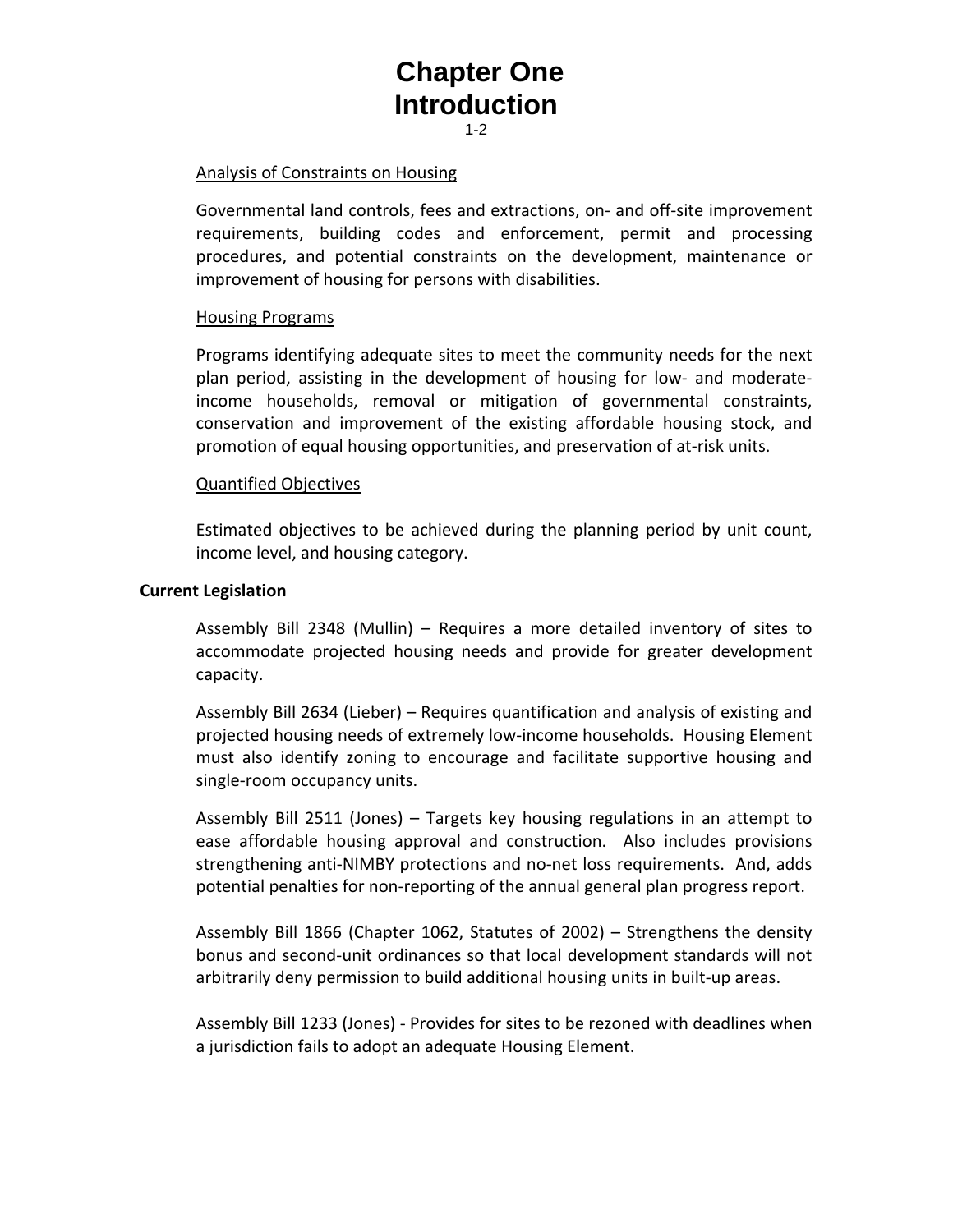# Chapter One
# Introduction

<u>Analysis of Constraints on Housing</u>

Governmental land controls, fees and extractions, on- and off-site improvement requirements, building codes and enforcement, permit and processing procedures, and potential constraints on the development, maintenance or improvement of housing for persons with disabilities.

<u>Housing Programs</u>

Programs identifying adequate sites to meet the community needs for the next plan period, assisting in the development of housing for low- and moderate-income households, removal or mitigation of governmental constraints, conservation and improvement of the existing affordable housing stock, and promotion of equal housing opportunities, and preservation of at-risk units.

<u>Quantified Objectives</u>

Estimated objectives to be achieved during the planning period by unit count, income level, and housing category.

**Current Legislation**

Assembly Bill 2348 (Mullin) – Requires a more detailed inventory of sites to accommodate projected housing needs and provide for greater development capacity.

Assembly Bill 2634 (Lieber) – Requires quantification and analysis of existing and projected housing needs of extremely low-income households. Housing Element must also identify zoning to encourage and facilitate supportive housing and single-room occupancy units.

Assembly Bill 2511 (Jones) – Targets key housing regulations in an attempt to ease affordable housing approval and construction. Also includes provisions strengthening anti-NIMBY protections and no-net loss requirements. And, adds potential penalties for non-reporting of the annual general plan progress report.

Assembly Bill 1866 (Chapter 1062, Statutes of 2002) – Strengthens the density bonus and second-unit ordinances so that local development standards will not arbitrarily deny permission to build additional housing units in built-up areas.

Assembly Bill 1233 (Jones) - Provides for sites to be rezoned with deadlines when a jurisdiction fails to adopt an adequate Housing Element.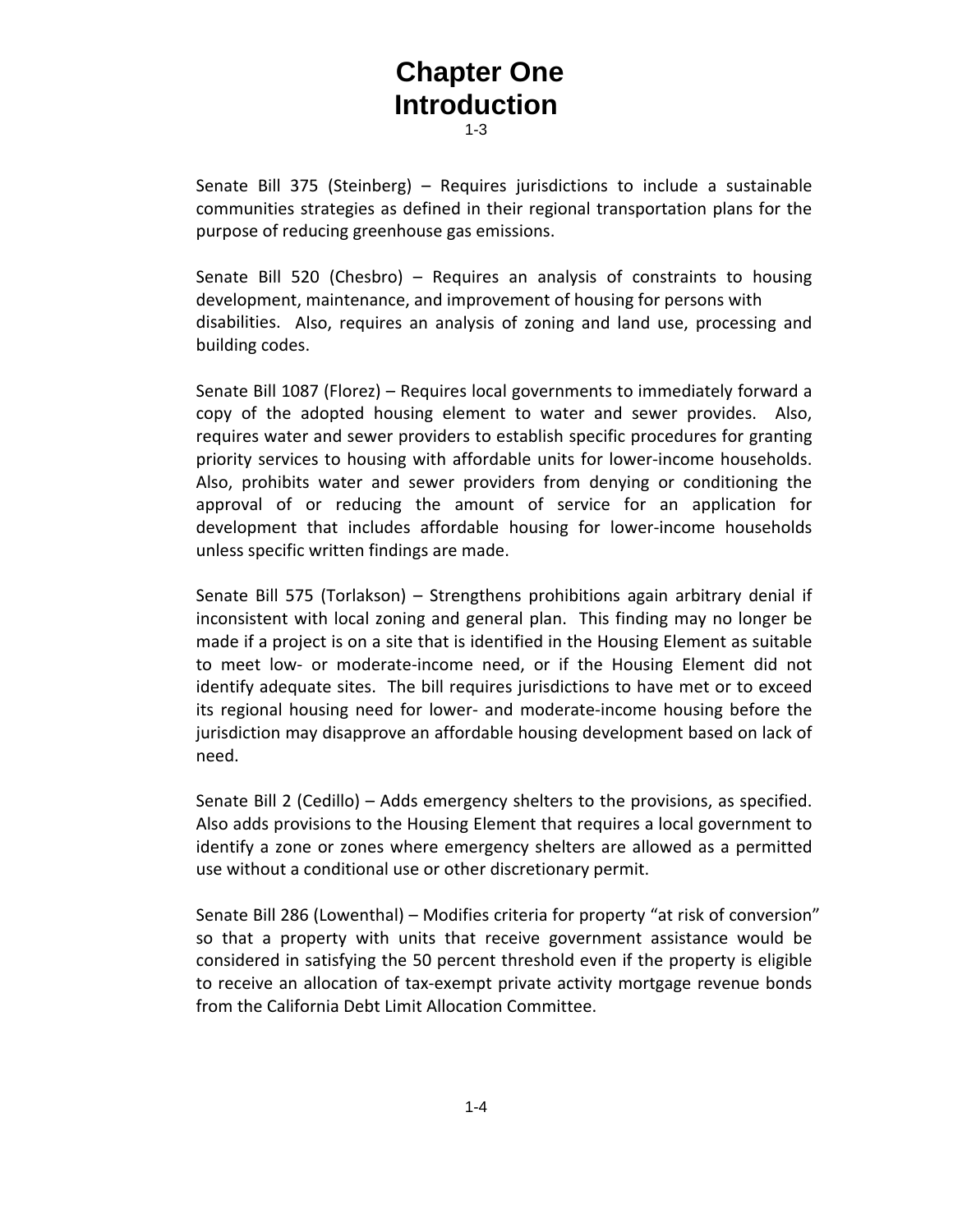Senate Bill 375 (Steinberg) – Requires jurisdictions to include a sustainable communities strategies as defined in their regional transportation plans for the purpose of reducing greenhouse gas emissions.

Senate Bill 520 (Chesbro) – Requires an analysis of constraints to housing development, maintenance, and improvement of housing for persons with disabilities. Also, requires an analysis of zoning and land use, processing and building codes.

Senate Bill 1087 (Florez) – Requires local governments to immediately forward a copy of the adopted housing element to water and sewer provides. Also, requires water and sewer providers to establish specific procedures for granting priority services to housing with affordable units for lower-income households. Also, prohibits water and sewer providers from denying or conditioning the approval of or reducing the amount of service for an application for development that includes affordable housing for lower-income households unless specific written findings are made.

Senate Bill 575 (Torlakson) – Strengthens prohibitions again arbitrary denial if inconsistent with local zoning and general plan. This finding may no longer be made if a project is on a site that is identified in the Housing Element as suitable to meet low- or moderate-income need, or if the Housing Element did not identify adequate sites. The bill requires jurisdictions to have met or to exceed its regional housing need for lower- and moderate-income housing before the jurisdiction may disapprove an affordable housing development based on lack of need.

Senate Bill 2 (Cedillo) – Adds emergency shelters to the provisions, as specified. Also adds provisions to the Housing Element that requires a local government to identify a zone or zones where emergency shelters are allowed as a permitted use without a conditional use or other discretionary permit.

Senate Bill 286 (Lowenthal) – Modifies criteria for property "at risk of conversion" so that a property with units that receive government assistance would be considered in satisfying the 50 percent threshold even if the property is eligible to receive an allocation of tax-exempt private activity mortgage revenue bonds from the California Debt Limit Allocation Committee.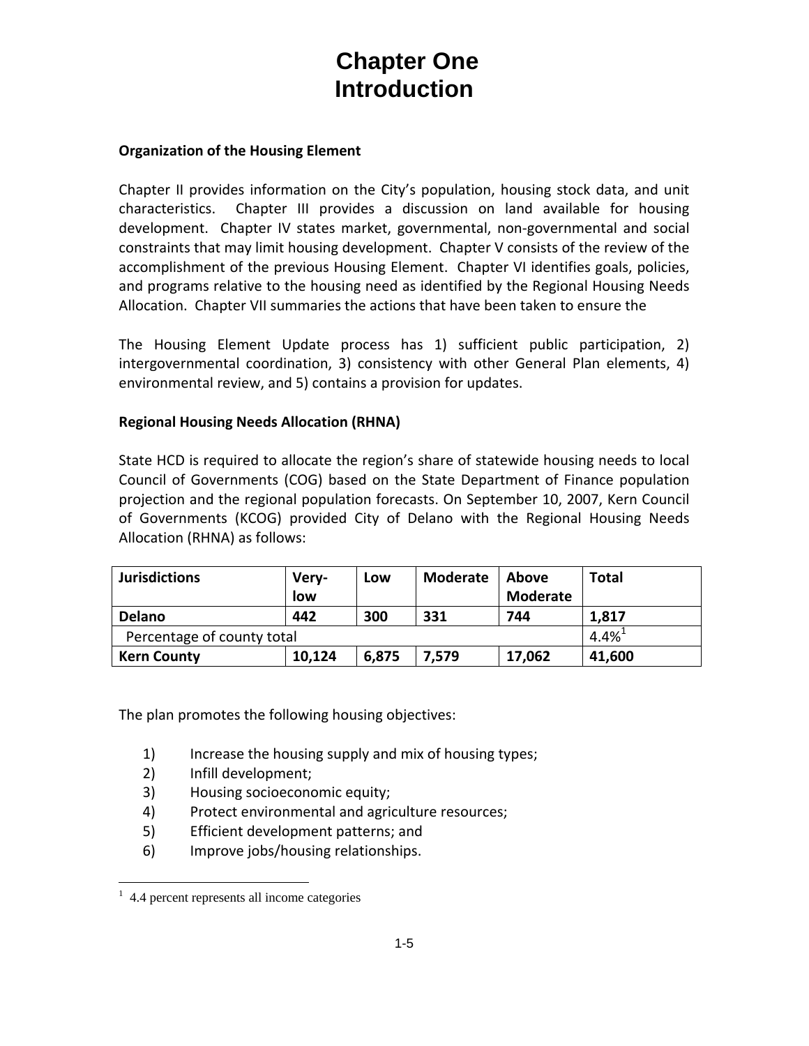# Chapter One
# Introduction

**Organization of the Housing Element**

Chapter II provides information on the City's population, housing stock data, and unit characteristics. Chapter III provides a discussion on land available for housing development. Chapter IV states market, governmental, non-governmental and social constraints that may limit housing development. Chapter V consists of the review of the accomplishment of the previous Housing Element. Chapter VI identifies goals, policies, and programs relative to the housing need as identified by the Regional Housing Needs Allocation. Chapter VII summaries the actions that have been taken to ensure the

The Housing Element Update process has 1) sufficient public participation, 2) intergovernmental coordination, 3) consistency with other General Plan elements, 4) environmental review, and 5) contains a provision for updates.

**Regional Housing Needs Allocation (RHNA)**

State HCD is required to allocate the region's share of statewide housing needs to local Council of Governments (COG) based on the State Department of Finance population projection and the regional population forecasts. On September 10, 2007, Kern Council of Governments (KCOG) provided City of Delano with the Regional Housing Needs Allocation (RHNA) as follows:

| Jurisdictions | Very-low | Low | Moderate | Above Moderate | Total |
|---|---|---|---|---|---|
| **Delano** | **442** | **300** | **331** | **744** | **1,817** |
| Percentage of county total | | | | | 4.4%[1] |
| **Kern County** | **10,124** | **6,875** | **7,579** | **17,062** | **41,600** |

The plan promotes the following housing objectives:

1) Increase the housing supply and mix of housing types;
2) Infill development;
3) Housing socioeconomic equity;
4) Protect environmental and agriculture resources;
5) Efficient development patterns; and
6) Improve jobs/housing relationships.

[1] 4.4 percent represents all income categories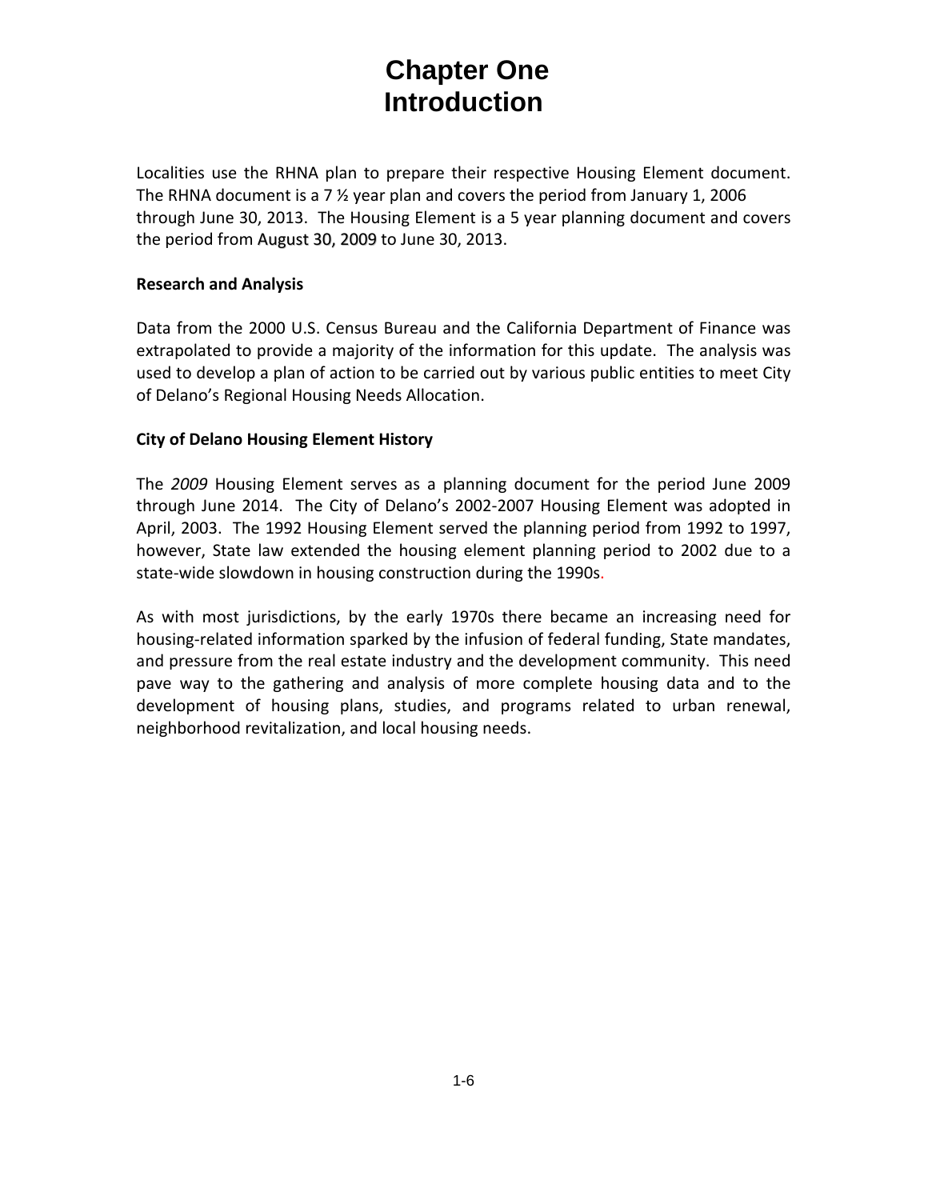# Chapter One
# Introduction

Localities use the RHNA plan to prepare their respective Housing Element document. The RHNA document is a 7 ½ year plan and covers the period from January 1, 2006 through June 30, 2013. The Housing Element is a 5 year planning document and covers the period from August 30, 2009 to June 30, 2013.

**Research and Analysis**

Data from the 2000 U.S. Census Bureau and the California Department of Finance was extrapolated to provide a majority of the information for this update. The analysis was used to develop a plan of action to be carried out by various public entities to meet City of Delano's Regional Housing Needs Allocation.

**City of Delano Housing Element History**

The *2009* Housing Element serves as a planning document for the period June 2009 through June 2014. The City of Delano's 2002-2007 Housing Element was adopted in April, 2003. The 1992 Housing Element served the planning period from 1992 to 1997, however, State law extended the housing element planning period to 2002 due to a state-wide slowdown in housing construction during the 1990s.

As with most jurisdictions, by the early 1970s there became an increasing need for housing-related information sparked by the infusion of federal funding, State mandates, and pressure from the real estate industry and the development community. This need pave way to the gathering and analysis of more complete housing data and to the development of housing plans, studies, and programs related to urban renewal, neighborhood revitalization, and local housing needs.